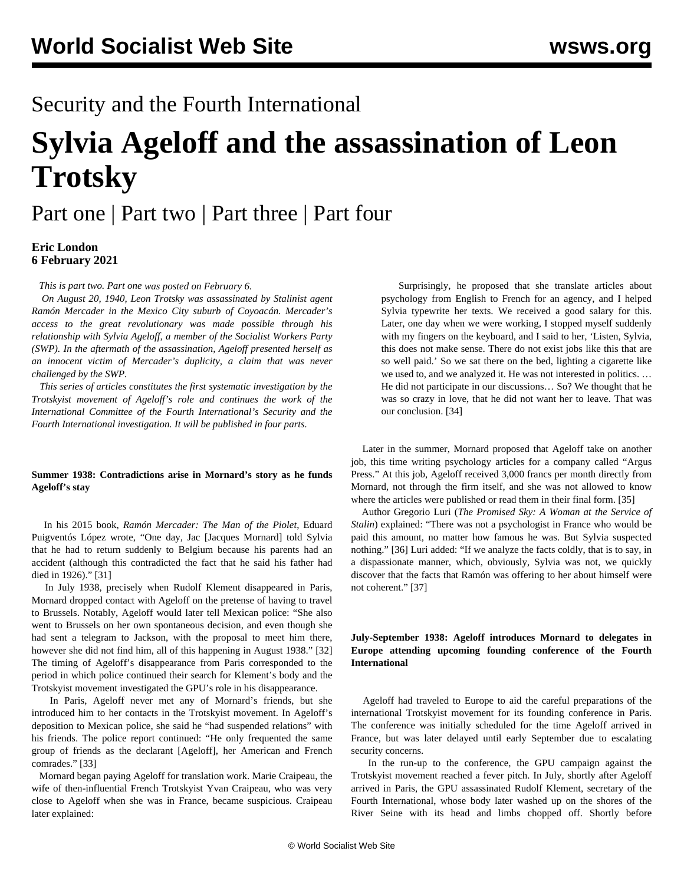# Security and the Fourth International

# Sylvia Ageloff and the assassination of Leon Trotsky

## Part one | Part two | Part three | Part four

**Eric London**
**6 February 2021**

*This is part two. Part one was posted on February 6.*

*On August 20, 1940, Leon Trotsky was assassinated by Stalinist agent Ramón Mercader in the Mexico City suburb of Coyoacán. Mercader's access to the great revolutionary was made possible through his relationship with Sylvia Ageloff, a member of the Socialist Workers Party (SWP). In the aftermath of the assassination, Ageloff presented herself as an innocent victim of Mercader's duplicity, a claim that was never challenged by the SWP.*

*This series of articles constitutes the first systematic investigation by the Trotskyist movement of Ageloff's role and continues the work of the International Committee of the Fourth International's Security and the Fourth International investigation. It will be published in four parts.*

### Summer 1938: Contradictions arise in Mornard's story as he funds Ageloff's stay

In his 2015 book, *Ramón Mercader: The Man of the Piolet*, Eduard Puigventós López wrote, "One day, Jac [Jacques Mornard] told Sylvia that he had to return suddenly to Belgium because his parents had an accident (although this contradicted the fact that he said his father had died in 1926)." [31]

In July 1938, precisely when Rudolf Klement disappeared in Paris, Mornard dropped contact with Ageloff on the pretense of having to travel to Brussels. Notably, Ageloff would later tell Mexican police: "She also went to Brussels on her own spontaneous decision, and even though she had sent a telegram to Jackson, with the proposal to meet him there, however she did not find him, all of this happening in August 1938." [32] The timing of Ageloff's disappearance from Paris corresponded to the period in which police continued their search for Klement's body and the Trotskyist movement investigated the GPU's role in his disappearance.

In Paris, Ageloff never met any of Mornard's friends, but she introduced him to her contacts in the Trotskyist movement. In Ageloff's deposition to Mexican police, she said he "had suspended relations" with his friends. The police report continued: "He only frequented the same group of friends as the declarant [Ageloff], her American and French comrades." [33]

Mornard began paying Ageloff for translation work. Marie Craipeau, the wife of then-influential French Trotskyist Yvan Craipeau, who was very close to Ageloff when she was in France, became suspicious. Craipeau later explained:

> Surprisingly, he proposed that she translate articles about psychology from English to French for an agency, and I helped Sylvia typewrite her texts. We received a good salary for this. Later, one day when we were working, I stopped myself suddenly with my fingers on the keyboard, and I said to her, 'Listen, Sylvia, this does not make sense. There do not exist jobs like this that are so well paid.' So we sat there on the bed, lighting a cigarette like we used to, and we analyzed it. He was not interested in politics. … He did not participate in our discussions… So? We thought that he was so crazy in love, that he did not want her to leave. That was our conclusion. [34]

Later in the summer, Mornard proposed that Ageloff take on another job, this time writing psychology articles for a company called "Argus Press." At this job, Ageloff received 3,000 francs per month directly from Mornard, not through the firm itself, and she was not allowed to know where the articles were published or read them in their final form. [35]

Author Gregorio Luri (*The Promised Sky: A Woman at the Service of Stalin*) explained: "There was not a psychologist in France who would be paid this amount, no matter how famous he was. But Sylvia suspected nothing." [36] Luri added: "If we analyze the facts coldly, that is to say, in a dispassionate manner, which, obviously, Sylvia was not, we quickly discover that the facts that Ramón was offering to her about himself were not coherent." [37]

### July-September 1938: Ageloff introduces Mornard to delegates in Europe attending upcoming founding conference of the Fourth International

Ageloff had traveled to Europe to aid the careful preparations of the international Trotskyist movement for its founding conference in Paris. The conference was initially scheduled for the time Ageloff arrived in France, but was later delayed until early September due to escalating security concerns.

In the run-up to the conference, the GPU campaign against the Trotskyist movement reached a fever pitch. In July, shortly after Ageloff arrived in Paris, the GPU assassinated Rudolf Klement, secretary of the Fourth International, whose body later washed up on the shores of the River Seine with its head and limbs chopped off. Shortly before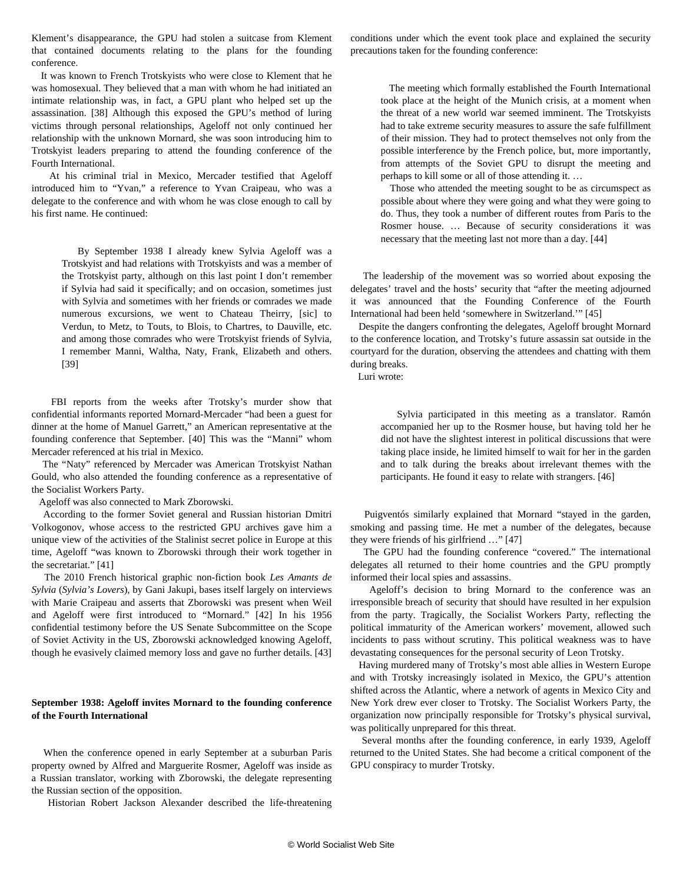Klement's disappearance, the GPU had stolen a suitcase from Klement that contained documents relating to the plans for the founding conference.

It was known to French Trotskyists who were close to Klement that he was homosexual. They believed that a man with whom he had initiated an intimate relationship was, in fact, a GPU plant who helped set up the assassination. [38] Although this exposed the GPU's method of luring victims through personal relationships, Ageloff not only continued her relationship with the unknown Mornard, she was soon introducing him to Trotskyist leaders preparing to attend the founding conference of the Fourth International.

At his criminal trial in Mexico, Mercader testified that Ageloff introduced him to "Yvan," a reference to Yvan Craipeau, who was a delegate to the conference and with whom he was close enough to call by his first name. He continued:

> By September 1938 I already knew Sylvia Ageloff was a Trotskyist and had relations with Trotskyists and was a member of the Trotskyist party, although on this last point I don't remember if Sylvia had said it specifically; and on occasion, sometimes just with Sylvia and sometimes with her friends or comrades we made numerous excursions, we went to Chateau Theirry, [sic] to Verdun, to Metz, to Touts, to Blois, to Chartres, to Dauville, etc. and among those comrades who were Trotskyist friends of Sylvia, I remember Manni, Waltha, Naty, Frank, Elizabeth and others. [39]

FBI reports from the weeks after Trotsky's murder show that confidential informants reported Mornard-Mercader "had been a guest for dinner at the home of Manuel Garrett," an American representative at the founding conference that September. [40] This was the "Manni" whom Mercader referenced at his trial in Mexico.

The "Naty" referenced by Mercader was American Trotskyist Nathan Gould, who also attended the founding conference as a representative of the Socialist Workers Party.

Ageloff was also connected to Mark Zborowski.

According to the former Soviet general and Russian historian Dmitri Volkogonov, whose access to the restricted GPU archives gave him a unique view of the activities of the Stalinist secret police in Europe at this time, Ageloff "was known to Zborowski through their work together in the secretariat." [41]

The 2010 French historical graphic non-fiction book *Les Amants de Sylvia* (*Sylvia's Lovers*), by Gani Jakupi, bases itself largely on interviews with Marie Craipeau and asserts that Zborowski was present when Weil and Ageloff were first introduced to "Mornard." [42] In his 1956 confidential testimony before the US Senate Subcommittee on the Scope of Soviet Activity in the US, Zborowski acknowledged knowing Ageloff, though he evasively claimed memory loss and gave no further details. [43]

**September 1938: Ageloff invites Mornard to the founding conference of the Fourth International**

When the conference opened in early September at a suburban Paris property owned by Alfred and Marguerite Rosmer, Ageloff was inside as a Russian translator, working with Zborowski, the delegate representing the Russian section of the opposition.

Historian Robert Jackson Alexander described the life-threatening conditions under which the event took place and explained the security precautions taken for the founding conference:

> The meeting which formally established the Fourth International took place at the height of the Munich crisis, at a moment when the threat of a new world war seemed imminent. The Trotskyists had to take extreme security measures to assure the safe fulfillment of their mission. They had to protect themselves not only from the possible interference by the French police, but, more importantly, from attempts of the Soviet GPU to disrupt the meeting and perhaps to kill some or all of those attending it. …
>
> Those who attended the meeting sought to be as circumspect as possible about where they were going and what they were going to do. Thus, they took a number of different routes from Paris to the Rosmer house. … Because of security considerations it was necessary that the meeting last not more than a day. [44]

The leadership of the movement was so worried about exposing the delegates' travel and the hosts' security that "after the meeting adjourned it was announced that the Founding Conference of the Fourth International had been held 'somewhere in Switzerland.'" [45]

Despite the dangers confronting the delegates, Ageloff brought Mornard to the conference location, and Trotsky's future assassin sat outside in the courtyard for the duration, observing the attendees and chatting with them during breaks.

Luri wrote:

> Sylvia participated in this meeting as a translator. Ramón accompanied her up to the Rosmer house, but having told her he did not have the slightest interest in political discussions that were taking place inside, he limited himself to wait for her in the garden and to talk during the breaks about irrelevant themes with the participants. He found it easy to relate with strangers. [46]

Puigventós similarly explained that Mornard "stayed in the garden, smoking and passing time. He met a number of the delegates, because they were friends of his girlfriend …" [47]

The GPU had the founding conference "covered." The international delegates all returned to their home countries and the GPU promptly informed their local spies and assassins.

Ageloff's decision to bring Mornard to the conference was an irresponsible breach of security that should have resulted in her expulsion from the party. Tragically, the Socialist Workers Party, reflecting the political immaturity of the American workers' movement, allowed such incidents to pass without scrutiny. This political weakness was to have devastating consequences for the personal security of Leon Trotsky.

Having murdered many of Trotsky's most able allies in Western Europe and with Trotsky increasingly isolated in Mexico, the GPU's attention shifted across the Atlantic, where a network of agents in Mexico City and New York drew ever closer to Trotsky. The Socialist Workers Party, the organization now principally responsible for Trotsky's physical survival, was politically unprepared for this threat.

Several months after the founding conference, in early 1939, Ageloff returned to the United States. She had become a critical component of the GPU conspiracy to murder Trotsky.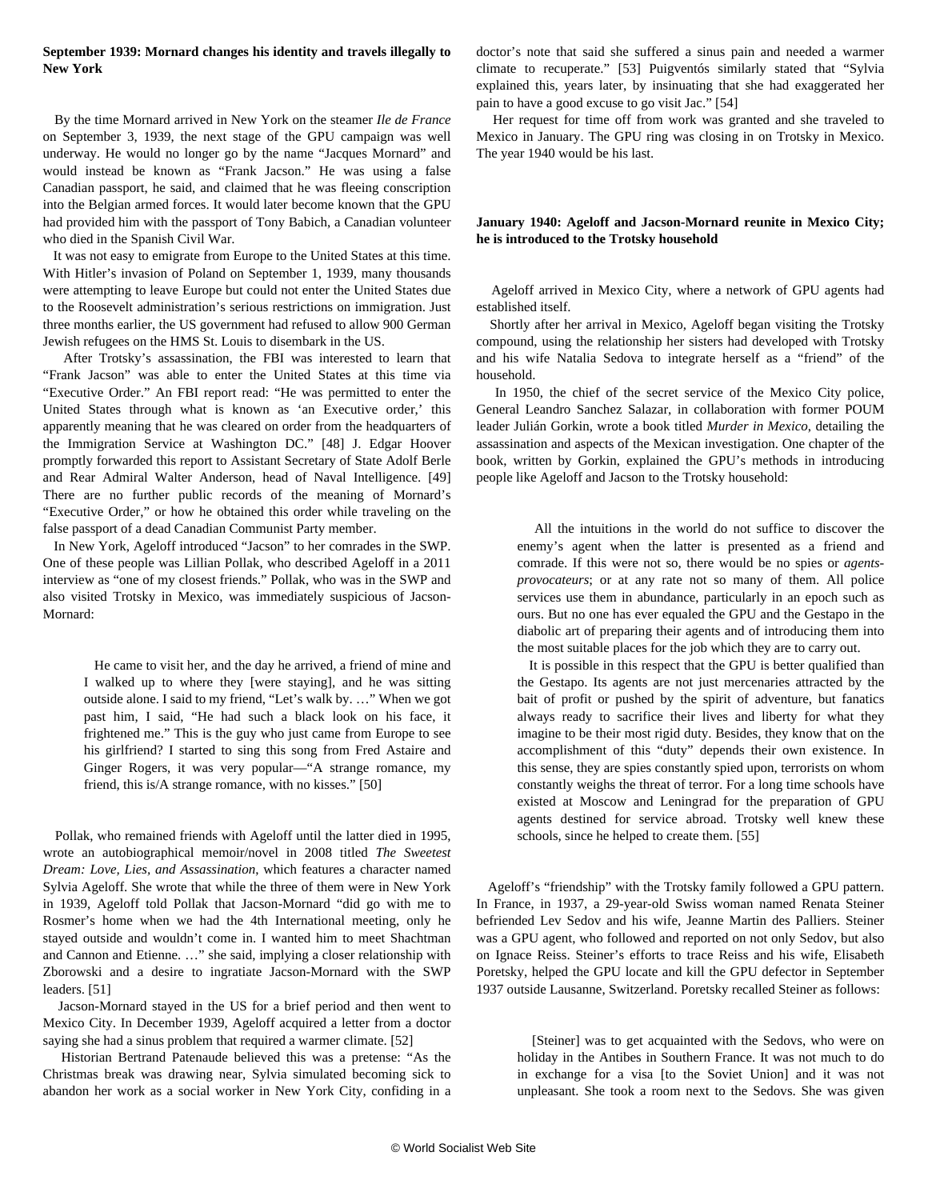**September 1939: Mornard changes his identity and travels illegally to New York**

By the time Mornard arrived in New York on the steamer *Ile de France* on September 3, 1939, the next stage of the GPU campaign was well underway. He would no longer go by the name "Jacques Mornard" and would instead be known as "Frank Jacson." He was using a false Canadian passport, he said, and claimed that he was fleeing conscription into the Belgian armed forces. It would later become known that the GPU had provided him with the passport of Tony Babich, a Canadian volunteer who died in the Spanish Civil War.

It was not easy to emigrate from Europe to the United States at this time. With Hitler's invasion of Poland on September 1, 1939, many thousands were attempting to leave Europe but could not enter the United States due to the Roosevelt administration's serious restrictions on immigration. Just three months earlier, the US government had refused to allow 900 German Jewish refugees on the HMS St. Louis to disembark in the US.

After Trotsky's assassination, the FBI was interested to learn that "Frank Jacson" was able to enter the United States at this time via "Executive Order." An FBI report read: "He was permitted to enter the United States through what is known as 'an Executive order,' this apparently meaning that he was cleared on order from the headquarters of the Immigration Service at Washington DC." [48] J. Edgar Hoover promptly forwarded this report to Assistant Secretary of State Adolf Berle and Rear Admiral Walter Anderson, head of Naval Intelligence. [49] There are no further public records of the meaning of Mornard's "Executive Order," or how he obtained this order while traveling on the false passport of a dead Canadian Communist Party member.

In New York, Ageloff introduced "Jacson" to her comrades in the SWP. One of these people was Lillian Pollak, who described Ageloff in a 2011 interview as "one of my closest friends." Pollak, who was in the SWP and also visited Trotsky in Mexico, was immediately suspicious of Jacson-Mornard:

> He came to visit her, and the day he arrived, a friend of mine and I walked up to where they [were staying], and he was sitting outside alone. I said to my friend, "Let's walk by. …" When we got past him, I said, "He had such a black look on his face, it frightened me." This is the guy who just came from Europe to see his girlfriend? I started to sing this song from Fred Astaire and Ginger Rogers, it was very popular—"A strange romance, my friend, this is/A strange romance, with no kisses." [50]

Pollak, who remained friends with Ageloff until the latter died in 1995, wrote an autobiographical memoir/novel in 2008 titled *The Sweetest Dream: Love, Lies, and Assassination*, which features a character named Sylvia Ageloff. She wrote that while the three of them were in New York in 1939, Ageloff told Pollak that Jacson-Mornard "did go with me to Rosmer's home when we had the 4th International meeting, only he stayed outside and wouldn't come in. I wanted him to meet Shachtman and Cannon and Etienne. …" she said, implying a closer relationship with Zborowski and a desire to ingratiate Jacson-Mornard with the SWP leaders. [51]

Jacson-Mornard stayed in the US for a brief period and then went to Mexico City. In December 1939, Ageloff acquired a letter from a doctor saying she had a sinus problem that required a warmer climate. [52]

Historian Bertrand Patenaude believed this was a pretense: "As the Christmas break was drawing near, Sylvia simulated becoming sick to abandon her work as a social worker in New York City, confiding in a doctor's note that said she suffered a sinus pain and needed a warmer climate to recuperate." [53] Puigventós similarly stated that "Sylvia explained this, years later, by insinuating that she had exaggerated her pain to have a good excuse to go visit Jac." [54]

Her request for time off from work was granted and she traveled to Mexico in January. The GPU ring was closing in on Trotsky in Mexico. The year 1940 would be his last.

**January 1940: Ageloff and Jacson-Mornard reunite in Mexico City; he is introduced to the Trotsky household**

Ageloff arrived in Mexico City, where a network of GPU agents had established itself.

Shortly after her arrival in Mexico, Ageloff began visiting the Trotsky compound, using the relationship her sisters had developed with Trotsky and his wife Natalia Sedova to integrate herself as a "friend" of the household.

In 1950, the chief of the secret service of the Mexico City police, General Leandro Sanchez Salazar, in collaboration with former POUM leader Julián Gorkin, wrote a book titled *Murder in Mexico*, detailing the assassination and aspects of the Mexican investigation. One chapter of the book, written by Gorkin, explained the GPU's methods in introducing people like Ageloff and Jacson to the Trotsky household:

> All the intuitions in the world do not suffice to discover the enemy's agent when the latter is presented as a friend and comrade. If this were not so, there would be no spies or *agents-provocateurs*; or at any rate not so many of them. All police services use them in abundance, particularly in an epoch such as ours. But no one has ever equaled the GPU and the Gestapo in the diabolic art of preparing their agents and of introducing them into the most suitable places for the job which they are to carry out.
>
> It is possible in this respect that the GPU is better qualified than the Gestapo. Its agents are not just mercenaries attracted by the bait of profit or pushed by the spirit of adventure, but fanatics always ready to sacrifice their lives and liberty for what they imagine to be their most rigid duty. Besides, they know that on the accomplishment of this "duty" depends their own existence. In this sense, they are spies constantly spied upon, terrorists on whom constantly weighs the threat of terror. For a long time schools have existed at Moscow and Leningrad for the preparation of GPU agents destined for service abroad. Trotsky well knew these schools, since he helped to create them. [55]

Ageloff's "friendship" with the Trotsky family followed a GPU pattern. In France, in 1937, a 29-year-old Swiss woman named Renata Steiner befriended Lev Sedov and his wife, Jeanne Martin des Palliers. Steiner was a GPU agent, who followed and reported on not only Sedov, but also on Ignace Reiss. Steiner's efforts to trace Reiss and his wife, Elisabeth Poretsky, helped the GPU locate and kill the GPU defector in September 1937 outside Lausanne, Switzerland. Poretsky recalled Steiner as follows:

> [Steiner] was to get acquainted with the Sedovs, who were on holiday in the Antibes in Southern France. It was not much to do in exchange for a visa [to the Soviet Union] and it was not unpleasant. She took a room next to the Sedovs. She was given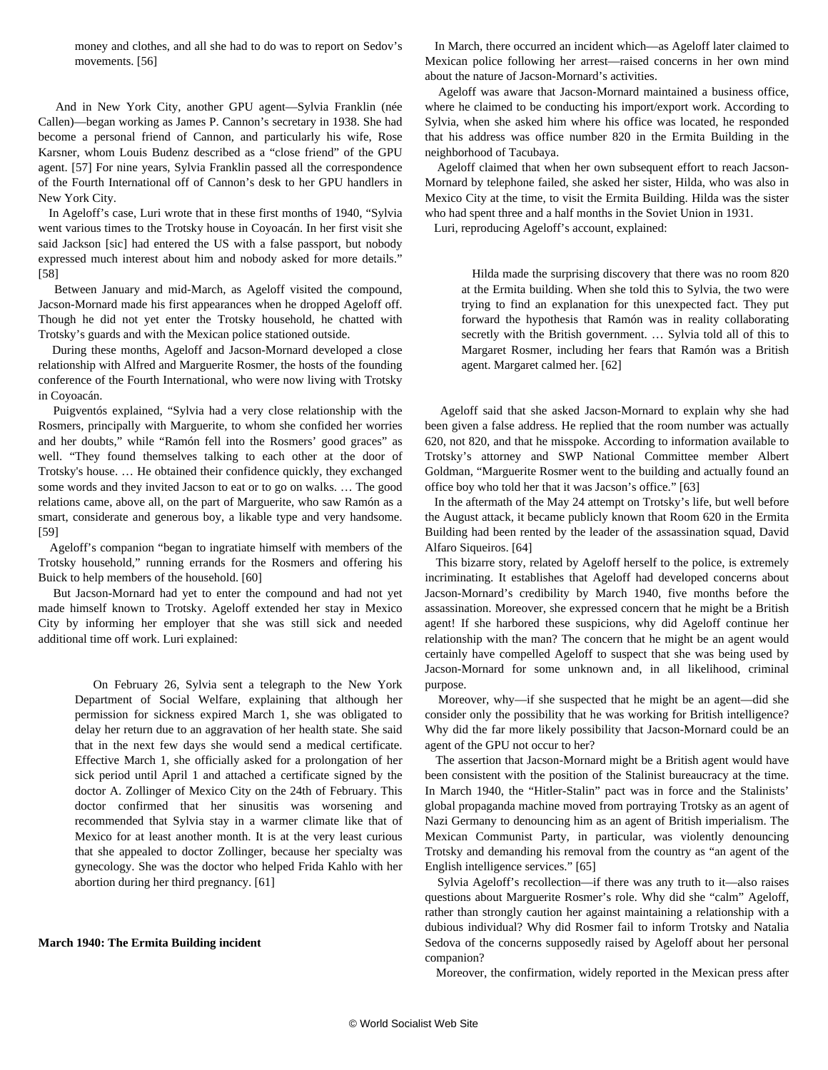money and clothes, and all she had to do was to report on Sedov's movements. [56]

And in New York City, another GPU agent—Sylvia Franklin (née Callen)—began working as James P. Cannon's secretary in 1938. She had become a personal friend of Cannon, and particularly his wife, Rose Karsner, whom Louis Budenz described as a "close friend" of the GPU agent. [57] For nine years, Sylvia Franklin passed all the correspondence of the Fourth International off of Cannon's desk to her GPU handlers in New York City.

In Ageloff's case, Luri wrote that in these first months of 1940, "Sylvia went various times to the Trotsky house in Coyoacán. In her first visit she said Jackson [sic] had entered the US with a false passport, but nobody expressed much interest about him and nobody asked for more details." [58]

Between January and mid-March, as Ageloff visited the compound, Jacson-Mornard made his first appearances when he dropped Ageloff off. Though he did not yet enter the Trotsky household, he chatted with Trotsky's guards and with the Mexican police stationed outside.

During these months, Ageloff and Jacson-Mornard developed a close relationship with Alfred and Marguerite Rosmer, the hosts of the founding conference of the Fourth International, who were now living with Trotsky in Coyoacán.

Puigventós explained, "Sylvia had a very close relationship with the Rosmers, principally with Marguerite, to whom she confided her worries and her doubts," while "Ramón fell into the Rosmers' good graces" as well. "They found themselves talking to each other at the door of Trotsky's house. … He obtained their confidence quickly, they exchanged some words and they invited Jacson to eat or to go on walks. … The good relations came, above all, on the part of Marguerite, who saw Ramón as a smart, considerate and generous boy, a likable type and very handsome. [59]

Ageloff's companion "began to ingratiate himself with members of the Trotsky household," running errands for the Rosmers and offering his Buick to help members of the household. [60]

But Jacson-Mornard had yet to enter the compound and had not yet made himself known to Trotsky. Ageloff extended her stay in Mexico City by informing her employer that she was still sick and needed additional time off work. Luri explained:

> On February 26, Sylvia sent a telegraph to the New York Department of Social Welfare, explaining that although her permission for sickness expired March 1, she was obligated to delay her return due to an aggravation of her health state. She said that in the next few days she would send a medical certificate. Effective March 1, she officially asked for a prolongation of her sick period until April 1 and attached a certificate signed by the doctor A. Zollinger of Mexico City on the 24th of February. This doctor confirmed that her sinusitis was worsening and recommended that Sylvia stay in a warmer climate like that of Mexico for at least another month. It is at the very least curious that she appealed to doctor Zollinger, because her specialty was gynecology. She was the doctor who helped Frida Kahlo with her abortion during her third pregnancy. [61]

**March 1940: The Ermita Building incident**

In March, there occurred an incident which—as Ageloff later claimed to Mexican police following her arrest—raised concerns in her own mind about the nature of Jacson-Mornard's activities.

Ageloff was aware that Jacson-Mornard maintained a business office, where he claimed to be conducting his import/export work. According to Sylvia, when she asked him where his office was located, he responded that his address was office number 820 in the Ermita Building in the neighborhood of Tacubaya.

Ageloff claimed that when her own subsequent effort to reach Jacson-Mornard by telephone failed, she asked her sister, Hilda, who was also in Mexico City at the time, to visit the Ermita Building. Hilda was the sister who had spent three and a half months in the Soviet Union in 1931.

Luri, reproducing Ageloff's account, explained:

> Hilda made the surprising discovery that there was no room 820 at the Ermita building. When she told this to Sylvia, the two were trying to find an explanation for this unexpected fact. They put forward the hypothesis that Ramón was in reality collaborating secretly with the British government. … Sylvia told all of this to Margaret Rosmer, including her fears that Ramón was a British agent. Margaret calmed her. [62]

Ageloff said that she asked Jacson-Mornard to explain why she had been given a false address. He replied that the room number was actually 620, not 820, and that he misspoke. According to information available to Trotsky's attorney and SWP National Committee member Albert Goldman, "Marguerite Rosmer went to the building and actually found an office boy who told her that it was Jacson's office." [63]

In the aftermath of the May 24 attempt on Trotsky's life, but well before the August attack, it became publicly known that Room 620 in the Ermita Building had been rented by the leader of the assassination squad, David Alfaro Siqueiros. [64]

This bizarre story, related by Ageloff herself to the police, is extremely incriminating. It establishes that Ageloff had developed concerns about Jacson-Mornard's credibility by March 1940, five months before the assassination. Moreover, she expressed concern that he might be a British agent! If she harbored these suspicions, why did Ageloff continue her relationship with the man? The concern that he might be an agent would certainly have compelled Ageloff to suspect that she was being used by Jacson-Mornard for some unknown and, in all likelihood, criminal purpose.

Moreover, why—if she suspected that he might be an agent—did she consider only the possibility that he was working for British intelligence? Why did the far more likely possibility that Jacson-Mornard could be an agent of the GPU not occur to her?

The assertion that Jacson-Mornard might be a British agent would have been consistent with the position of the Stalinist bureaucracy at the time. In March 1940, the "Hitler-Stalin" pact was in force and the Stalinists' global propaganda machine moved from portraying Trotsky as an agent of Nazi Germany to denouncing him as an agent of British imperialism. The Mexican Communist Party, in particular, was violently denouncing Trotsky and demanding his removal from the country as "an agent of the English intelligence services." [65]

Sylvia Ageloff's recollection—if there was any truth to it—also raises questions about Marguerite Rosmer's role. Why did she "calm" Ageloff, rather than strongly caution her against maintaining a relationship with a dubious individual? Why did Rosmer fail to inform Trotsky and Natalia Sedova of the concerns supposedly raised by Ageloff about her personal companion?

Moreover, the confirmation, widely reported in the Mexican press after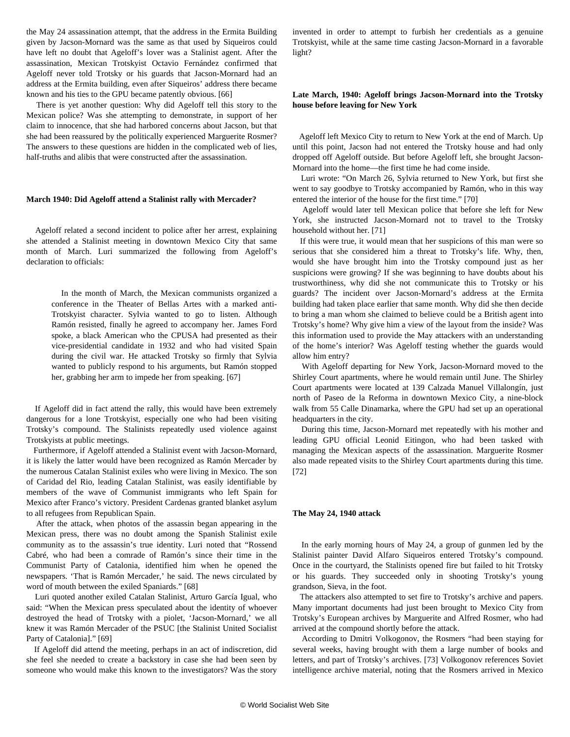the May 24 assassination attempt, that the address in the Ermita Building given by Jacson-Mornard was the same as that used by Siqueiros could have left no doubt that Ageloff's lover was a Stalinist agent. After the assassination, Mexican Trotskyist Octavio Fernández confirmed that Ageloff never told Trotsky or his guards that Jacson-Mornard had an address at the Ermita building, even after Siqueiros' address there became known and his ties to the GPU became patently obvious. [66]

There is yet another question: Why did Ageloff tell this story to the Mexican police? Was she attempting to demonstrate, in support of her claim to innocence, that she had harbored concerns about Jacson, but that she had been reassured by the politically experienced Marguerite Rosmer? The answers to these questions are hidden in the complicated web of lies, half-truths and alibis that were constructed after the assassination.

**March 1940: Did Ageloff attend a Stalinist rally with Mercader?**

Ageloff related a second incident to police after her arrest, explaining she attended a Stalinist meeting in downtown Mexico City that same month of March. Luri summarized the following from Ageloff's declaration to officials:

> In the month of March, the Mexican communists organized a conference in the Theater of Bellas Artes with a marked anti-Trotskyist character. Sylvia wanted to go to listen. Although Ramón resisted, finally he agreed to accompany her. James Ford spoke, a black American who the CPUSA had presented as their vice-presidential candidate in 1932 and who had visited Spain during the civil war. He attacked Trotsky so firmly that Sylvia wanted to publicly respond to his arguments, but Ramón stopped her, grabbing her arm to impede her from speaking. [67]

If Ageloff did in fact attend the rally, this would have been extremely dangerous for a lone Trotskyist, especially one who had been visiting Trotsky's compound. The Stalinists repeatedly used violence against Trotskyists at public meetings.

Furthermore, if Ageloff attended a Stalinist event with Jacson-Mornard, it is likely the latter would have been recognized as Ramón Mercader by the numerous Catalan Stalinist exiles who were living in Mexico. The son of Caridad del Rio, leading Catalan Stalinist, was easily identifiable by members of the wave of Communist immigrants who left Spain for Mexico after Franco's victory. President Cardenas granted blanket asylum to all refugees from Republican Spain.

After the attack, when photos of the assassin began appearing in the Mexican press, there was no doubt among the Spanish Stalinist exile community as to the assassin's true identity. Luri noted that "Rossend Cabré, who had been a comrade of Ramón's since their time in the Communist Party of Catalonia, identified him when he opened the newspapers. 'That is Ramón Mercader,' he said. The news circulated by word of mouth between the exiled Spaniards." [68]

Luri quoted another exiled Catalan Stalinist, Arturo García Igual, who said: "When the Mexican press speculated about the identity of whoever destroyed the head of Trotsky with a piolet, 'Jacson-Mornard,' we all knew it was Ramón Mercader of the PSUC [the Stalinist United Socialist Party of Catalonia]." [69]

If Ageloff did attend the meeting, perhaps in an act of indiscretion, did she feel she needed to create a backstory in case she had been seen by someone who would make this known to the investigators? Was the story invented in order to attempt to furbish her credentials as a genuine Trotskyist, while at the same time casting Jacson-Mornard in a favorable light?

**Late March, 1940: Ageloff brings Jacson-Mornard into the Trotsky house before leaving for New York**

Ageloff left Mexico City to return to New York at the end of March. Up until this point, Jacson had not entered the Trotsky house and had only dropped off Ageloff outside. But before Ageloff left, she brought Jacson-Mornard into the home—the first time he had come inside.

Luri wrote: "On March 26, Sylvia returned to New York, but first she went to say goodbye to Trotsky accompanied by Ramón, who in this way entered the interior of the house for the first time." [70]

Ageloff would later tell Mexican police that before she left for New York, she instructed Jacson-Mornard not to travel to the Trotsky household without her. [71]

If this were true, it would mean that her suspicions of this man were so serious that she considered him a threat to Trotsky's life. Why, then, would she have brought him into the Trotsky compound just as her suspicions were growing? If she was beginning to have doubts about his trustworthiness, why did she not communicate this to Trotsky or his guards? The incident over Jacson-Mornard's address at the Ermita building had taken place earlier that same month. Why did she then decide to bring a man whom she claimed to believe could be a British agent into Trotsky's home? Why give him a view of the layout from the inside? Was this information used to provide the May attackers with an understanding of the home's interior? Was Ageloff testing whether the guards would allow him entry?

With Ageloff departing for New York, Jacson-Mornard moved to the Shirley Court apartments, where he would remain until June. The Shirley Court apartments were located at 139 Calzada Manuel Villalongín, just north of Paseo de la Reforma in downtown Mexico City, a nine-block walk from 55 Calle Dinamarka, where the GPU had set up an operational headquarters in the city.

During this time, Jacson-Mornard met repeatedly with his mother and leading GPU official Leonid Eitingon, who had been tasked with managing the Mexican aspects of the assassination. Marguerite Rosmer also made repeated visits to the Shirley Court apartments during this time. [72]

**The May 24, 1940 attack**

In the early morning hours of May 24, a group of gunmen led by the Stalinist painter David Alfaro Siqueiros entered Trotsky's compound. Once in the courtyard, the Stalinists opened fire but failed to hit Trotsky or his guards. They succeeded only in shooting Trotsky's young grandson, Sieva, in the foot.

The attackers also attempted to set fire to Trotsky's archive and papers. Many important documents had just been brought to Mexico City from Trotsky's European archives by Marguerite and Alfred Rosmer, who had arrived at the compound shortly before the attack.

According to Dmitri Volkogonov, the Rosmers "had been staying for several weeks, having brought with them a large number of books and letters, and part of Trotsky's archives. [73] Volkogonov references Soviet intelligence archive material, noting that the Rosmers arrived in Mexico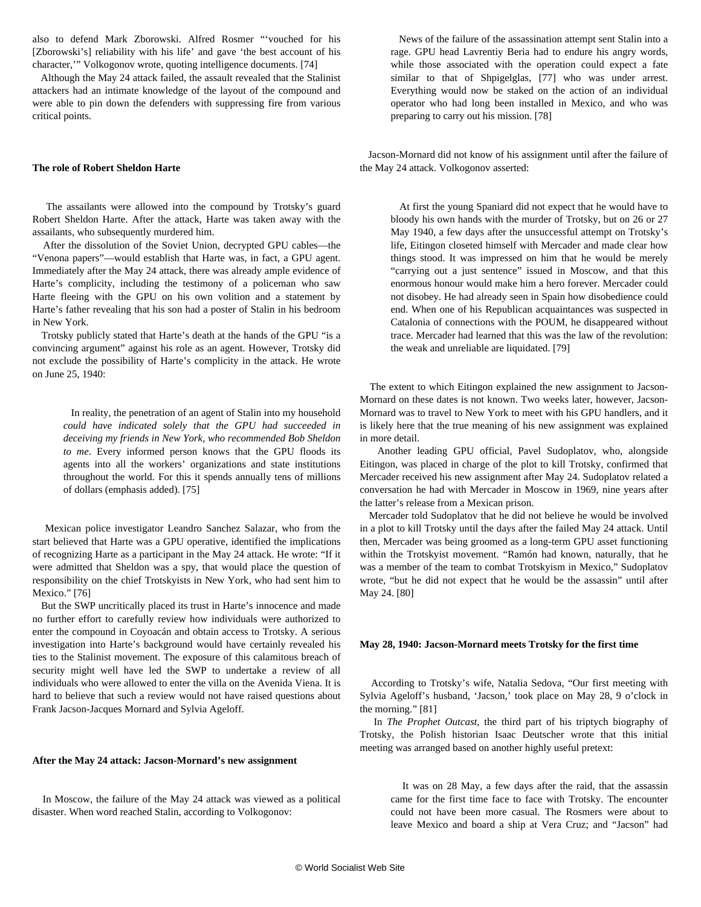also to defend Mark Zborowski. Alfred Rosmer "'vouched for his [Zborowski's] reliability with his life' and gave 'the best account of his character,'" Volkogonov wrote, quoting intelligence documents. [74]

Although the May 24 attack failed, the assault revealed that the Stalinist attackers had an intimate knowledge of the layout of the compound and were able to pin down the defenders with suppressing fire from various critical points.

**The role of Robert Sheldon Harte**

The assailants were allowed into the compound by Trotsky's guard Robert Sheldon Harte. After the attack, Harte was taken away with the assailants, who subsequently murdered him.

After the dissolution of the Soviet Union, decrypted GPU cables—the "Venona papers"—would establish that Harte was, in fact, a GPU agent. Immediately after the May 24 attack, there was already ample evidence of Harte's complicity, including the testimony of a policeman who saw Harte fleeing with the GPU on his own volition and a statement by Harte's father revealing that his son had a poster of Stalin in his bedroom in New York.

Trotsky publicly stated that Harte's death at the hands of the GPU "is a convincing argument" against his role as an agent. However, Trotsky did not exclude the possibility of Harte's complicity in the attack. He wrote on June 25, 1940:

> In reality, the penetration of an agent of Stalin into my household *could have indicated solely that the GPU had succeeded in deceiving my friends in New York, who recommended Bob Sheldon to me*. Every informed person knows that the GPU floods its agents into all the workers' organizations and state institutions throughout the world. For this it spends annually tens of millions of dollars (emphasis added). [75]

Mexican police investigator Leandro Sanchez Salazar, who from the start believed that Harte was a GPU operative, identified the implications of recognizing Harte as a participant in the May 24 attack. He wrote: "If it were admitted that Sheldon was a spy, that would place the question of responsibility on the chief Trotskyists in New York, who had sent him to Mexico." [76]

But the SWP uncritically placed its trust in Harte's innocence and made no further effort to carefully review how individuals were authorized to enter the compound in Coyoacán and obtain access to Trotsky. A serious investigation into Harte's background would have certainly revealed his ties to the Stalinist movement. The exposure of this calamitous breach of security might well have led the SWP to undertake a review of all individuals who were allowed to enter the villa on the Avenida Viena. It is hard to believe that such a review would not have raised questions about Frank Jacson-Jacques Mornard and Sylvia Ageloff.

**After the May 24 attack: Jacson-Mornard's new assignment**

In Moscow, the failure of the May 24 attack was viewed as a political disaster. When word reached Stalin, according to Volkogonov:

> News of the failure of the assassination attempt sent Stalin into a rage. GPU head Lavrentiy Beria had to endure his angry words, while those associated with the operation could expect a fate similar to that of Shpigelglas, [77] who was under arrest. Everything would now be staked on the action of an individual operator who had long been installed in Mexico, and who was preparing to carry out his mission. [78]

Jacson-Mornard did not know of his assignment until after the failure of the May 24 attack. Volkogonov asserted:

> At first the young Spaniard did not expect that he would have to bloody his own hands with the murder of Trotsky, but on 26 or 27 May 1940, a few days after the unsuccessful attempt on Trotsky's life, Eitingon closeted himself with Mercader and made clear how things stood. It was impressed on him that he would be merely "carrying out a just sentence" issued in Moscow, and that this enormous honour would make him a hero forever. Mercader could not disobey. He had already seen in Spain how disobedience could end. When one of his Republican acquaintances was suspected in Catalonia of connections with the POUM, he disappeared without trace. Mercader had learned that this was the law of the revolution: the weak and unreliable are liquidated. [79]

The extent to which Eitingon explained the new assignment to Jacson-Mornard on these dates is not known. Two weeks later, however, Jacson-Mornard was to travel to New York to meet with his GPU handlers, and it is likely here that the true meaning of his new assignment was explained in more detail.

Another leading GPU official, Pavel Sudoplatov, who, alongside Eitingon, was placed in charge of the plot to kill Trotsky, confirmed that Mercader received his new assignment after May 24. Sudoplatov related a conversation he had with Mercader in Moscow in 1969, nine years after the latter's release from a Mexican prison.

Mercader told Sudoplatov that he did not believe he would be involved in a plot to kill Trotsky until the days after the failed May 24 attack. Until then, Mercader was being groomed as a long-term GPU asset functioning within the Trotskyist movement. "Ramón had known, naturally, that he was a member of the team to combat Trotskyism in Mexico," Sudoplatov wrote, "but he did not expect that he would be the assassin" until after May 24. [80]

**May 28, 1940: Jacson-Mornard meets Trotsky for the first time**

According to Trotsky's wife, Natalia Sedova, "Our first meeting with Sylvia Ageloff's husband, 'Jacson,' took place on May 28, 9 o'clock in the morning." [81]

In *The Prophet Outcast*, the third part of his triptych biography of Trotsky, the Polish historian Isaac Deutscher wrote that this initial meeting was arranged based on another highly useful pretext:

> It was on 28 May, a few days after the raid, that the assassin came for the first time face to face with Trotsky. The encounter could not have been more casual. The Rosmers were about to leave Mexico and board a ship at Vera Cruz; and "Jacson" had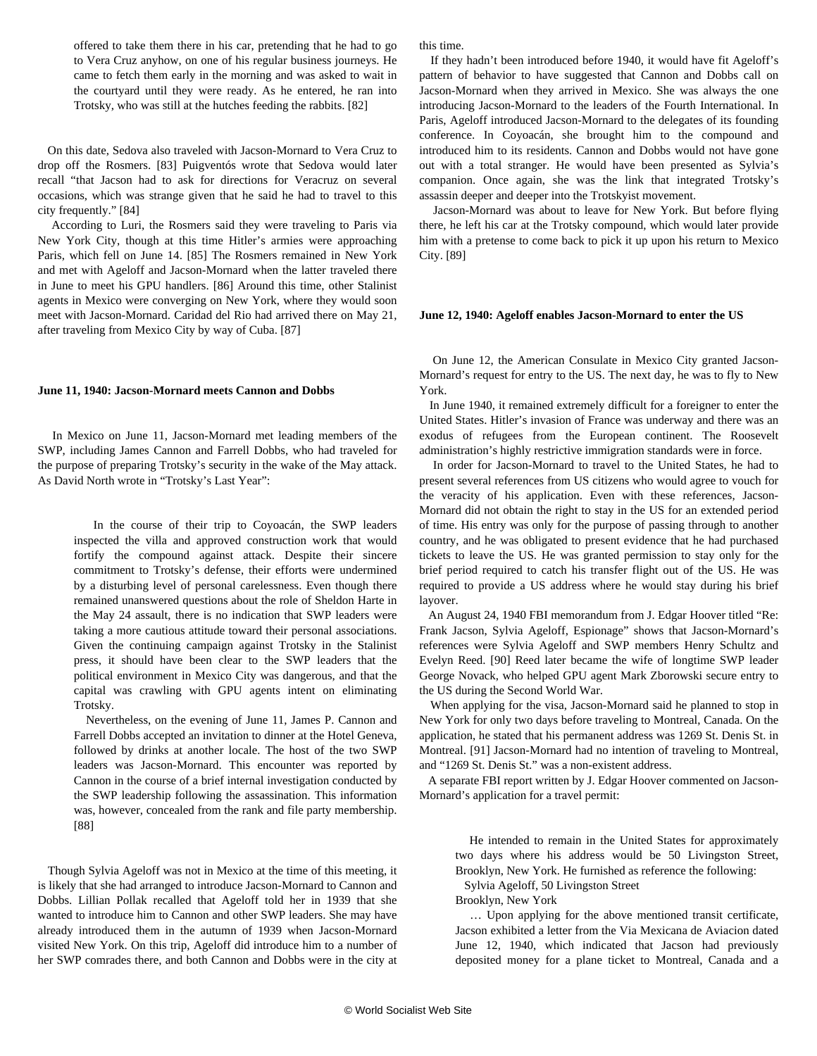> offered to take them there in his car, pretending that he had to go to Vera Cruz anyhow, on one of his regular business journeys. He came to fetch them early in the morning and was asked to wait in the courtyard until they were ready. As he entered, he ran into Trotsky, who was still at the hutches feeding the rabbits. [82]

On this date, Sedova also traveled with Jacson-Mornard to Vera Cruz to drop off the Rosmers. [83] Puigventós wrote that Sedova would later recall "that Jacson had to ask for directions for Veracruz on several occasions, which was strange given that he said he had to travel to this city frequently." [84]

According to Luri, the Rosmers said they were traveling to Paris via New York City, though at this time Hitler's armies were approaching Paris, which fell on June 14. [85] The Rosmers remained in New York and met with Ageloff and Jacson-Mornard when the latter traveled there in June to meet his GPU handlers. [86] Around this time, other Stalinist agents in Mexico were converging on New York, where they would soon meet with Jacson-Mornard. Caridad del Rio had arrived there on May 21, after traveling from Mexico City by way of Cuba. [87]

**June 11, 1940: Jacson-Mornard meets Cannon and Dobbs**

In Mexico on June 11, Jacson-Mornard met leading members of the SWP, including James Cannon and Farrell Dobbs, who had traveled for the purpose of preparing Trotsky's security in the wake of the May attack. As David North wrote in "Trotsky's Last Year":

> In the course of their trip to Coyoacán, the SWP leaders inspected the villa and approved construction work that would fortify the compound against attack. Despite their sincere commitment to Trotsky's defense, their efforts were undermined by a disturbing level of personal carelessness. Even though there remained unanswered questions about the role of Sheldon Harte in the May 24 assault, there is no indication that SWP leaders were taking a more cautious attitude toward their personal associations. Given the continuing campaign against Trotsky in the Stalinist press, it should have been clear to the SWP leaders that the political environment in Mexico City was dangerous, and that the capital was crawling with GPU agents intent on eliminating Trotsky.
>
> Nevertheless, on the evening of June 11, James P. Cannon and Farrell Dobbs accepted an invitation to dinner at the Hotel Geneva, followed by drinks at another locale. The host of the two SWP leaders was Jacson-Mornard. This encounter was reported by Cannon in the course of a brief internal investigation conducted by the SWP leadership following the assassination. This information was, however, concealed from the rank and file party membership. [88]

Though Sylvia Ageloff was not in Mexico at the time of this meeting, it is likely that she had arranged to introduce Jacson-Mornard to Cannon and Dobbs. Lillian Pollak recalled that Ageloff told her in 1939 that she wanted to introduce him to Cannon and other SWP leaders. She may have already introduced them in the autumn of 1939 when Jacson-Mornard visited New York. On this trip, Ageloff did introduce him to a number of her SWP comrades there, and both Cannon and Dobbs were in the city at this time.

If they hadn't been introduced before 1940, it would have fit Ageloff's pattern of behavior to have suggested that Cannon and Dobbs call on Jacson-Mornard when they arrived in Mexico. She was always the one introducing Jacson-Mornard to the leaders of the Fourth International. In Paris, Ageloff introduced Jacson-Mornard to the delegates of its founding conference. In Coyoacán, she brought him to the compound and introduced him to its residents. Cannon and Dobbs would not have gone out with a total stranger. He would have been presented as Sylvia's companion. Once again, she was the link that integrated Trotsky's assassin deeper and deeper into the Trotskyist movement.

Jacson-Mornard was about to leave for New York. But before flying there, he left his car at the Trotsky compound, which would later provide him with a pretense to come back to pick it up upon his return to Mexico City. [89]

**June 12, 1940: Ageloff enables Jacson-Mornard to enter the US**

On June 12, the American Consulate in Mexico City granted Jacson-Mornard's request for entry to the US. The next day, he was to fly to New York.

In June 1940, it remained extremely difficult for a foreigner to enter the United States. Hitler's invasion of France was underway and there was an exodus of refugees from the European continent. The Roosevelt administration's highly restrictive immigration standards were in force.

In order for Jacson-Mornard to travel to the United States, he had to present several references from US citizens who would agree to vouch for the veracity of his application. Even with these references, Jacson-Mornard did not obtain the right to stay in the US for an extended period of time. His entry was only for the purpose of passing through to another country, and he was obligated to present evidence that he had purchased tickets to leave the US. He was granted permission to stay only for the brief period required to catch his transfer flight out of the US. He was required to provide a US address where he would stay during his brief layover.

An August 24, 1940 FBI memorandum from J. Edgar Hoover titled "Re: Frank Jacson, Sylvia Ageloff, Espionage" shows that Jacson-Mornard's references were Sylvia Ageloff and SWP members Henry Schultz and Evelyn Reed. [90] Reed later became the wife of longtime SWP leader George Novack, who helped GPU agent Mark Zborowski secure entry to the US during the Second World War.

When applying for the visa, Jacson-Mornard said he planned to stop in New York for only two days before traveling to Montreal, Canada. On the application, he stated that his permanent address was 1269 St. Denis St. in Montreal. [91] Jacson-Mornard had no intention of traveling to Montreal, and "1269 St. Denis St." was a non-existent address.

A separate FBI report written by J. Edgar Hoover commented on Jacson-Mornard's application for a travel permit:

> He intended to remain in the United States for approximately two days where his address would be 50 Livingston Street, Brooklyn, New York. He furnished as reference the following:
>
> Sylvia Ageloff, 50 Livingston Street
>
> Brooklyn, New York
>
> … Upon applying for the above mentioned transit certificate, Jacson exhibited a letter from the Via Mexicana de Aviacion dated June 12, 1940, which indicated that Jacson had previously deposited money for a plane ticket to Montreal, Canada and a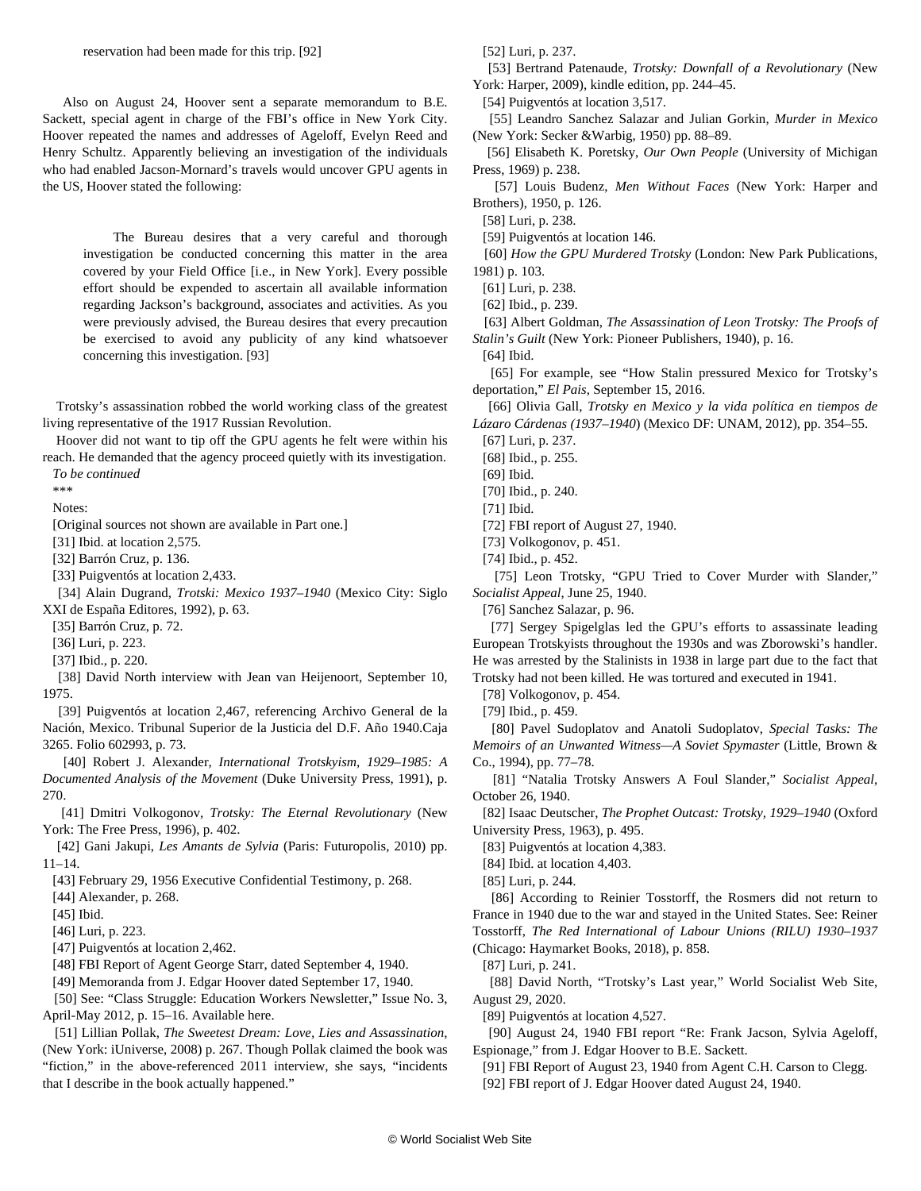reservation had been made for this trip. [92]

Also on August 24, Hoover sent a separate memorandum to B.E. Sackett, special agent in charge of the FBI's office in New York City. Hoover repeated the names and addresses of Ageloff, Evelyn Reed and Henry Schultz. Apparently believing an investigation of the individuals who had enabled Jacson-Mornard's travels would uncover GPU agents in the US, Hoover stated the following:

> The Bureau desires that a very careful and thorough investigation be conducted concerning this matter in the area covered by your Field Office [i.e., in New York]. Every possible effort should be expended to ascertain all available information regarding Jackson's background, associates and activities. As you were previously advised, the Bureau desires that every precaution be exercised to avoid any publicity of any kind whatsoever concerning this investigation. [93]

Trotsky's assassination robbed the world working class of the greatest living representative of the 1917 Russian Revolution.

Hoover did not want to tip off the GPU agents he felt were within his reach. He demanded that the agency proceed quietly with its investigation.

*To be continued*

***

Notes:

[Original sources not shown are available in Part one.]

[31] Ibid. at location 2,575.

[32] Barrón Cruz, p. 136.

[33] Puigventós at location 2,433.

[34] Alain Dugrand, *Trotski: Mexico 1937–1940* (Mexico City: Siglo XXI de España Editores, 1992), p. 63.

[35] Barrón Cruz, p. 72.

[36] Luri, p. 223.

[37] Ibid., p. 220.

[38] David North interview with Jean van Heijenoort, September 10, 1975.

[39] Puigventós at location 2,467, referencing Archivo General de la Nación, Mexico. Tribunal Superior de la Justicia del D.F. Año 1940.Caja 3265. Folio 602993, p. 73.

[40] Robert J. Alexander, *International Trotskyism, 1929–1985: A Documented Analysis of the Movement* (Duke University Press, 1991), p. 270.

[41] Dmitri Volkogonov, *Trotsky: The Eternal Revolutionary* (New York: The Free Press, 1996), p. 402.

[42] Gani Jakupi, *Les Amants de Sylvia* (Paris: Futuropolis, 2010) pp. 11–14.

[43] February 29, 1956 Executive Confidential Testimony, p. 268.

[44] Alexander, p. 268.

[45] Ibid.

[46] Luri, p. 223.

[47] Puigventós at location 2,462.

[48] FBI Report of Agent George Starr, dated September 4, 1940.

[49] Memoranda from J. Edgar Hoover dated September 17, 1940.

[50] See: "Class Struggle: Education Workers Newsletter," Issue No. 3, April-May 2012, p. 15–16. Available here.

[51] Lillian Pollak, *The Sweetest Dream: Love, Lies and Assassination*, (New York: iUniverse, 2008) p. 267. Though Pollak claimed the book was "fiction," in the above-referenced 2011 interview, she says, "incidents that I describe in the book actually happened."

[52] Luri, p. 237.

[53] Bertrand Patenaude, *Trotsky: Downfall of a Revolutionary* (New York: Harper, 2009), kindle edition, pp. 244–45.

[54] Puigventós at location 3,517.

[55] Leandro Sanchez Salazar and Julian Gorkin, *Murder in Mexico* (New York: Secker &Warbig, 1950) pp. 88–89.

[56] Elisabeth K. Poretsky, *Our Own People* (University of Michigan Press, 1969) p. 238.

[57] Louis Budenz, *Men Without Faces* (New York: Harper and Brothers), 1950, p. 126.

[58] Luri, p. 238.

[59] Puigventós at location 146.

[60] *How the GPU Murdered Trotsky* (London: New Park Publications, 1981) p. 103.

[61] Luri, p. 238.

[62] Ibid., p. 239.

[63] Albert Goldman, *The Assassination of Leon Trotsky: The Proofs of Stalin's Guilt* (New York: Pioneer Publishers, 1940), p. 16.

[64] Ibid.

[65] For example, see "How Stalin pressured Mexico for Trotsky's deportation," *El Pais*, September 15, 2016.

[66] Olivia Gall, *Trotsky en Mexico y la vida política en tiempos de Lázaro Cárdenas (1937–1940)* (Mexico DF: UNAM, 2012), pp. 354–55.

[67] Luri, p. 237.

[68] Ibid., p. 255.

[69] Ibid.

[70] Ibid., p. 240.

[71] Ibid.

[72] FBI report of August 27, 1940.

[73] Volkogonov, p. 451.

[74] Ibid., p. 452.

[75] Leon Trotsky, "GPU Tried to Cover Murder with Slander," *Socialist Appeal*, June 25, 1940.

[76] Sanchez Salazar, p. 96.

[77] Sergey Spigelglas led the GPU's efforts to assassinate leading European Trotskyists throughout the 1930s and was Zborowski's handler. He was arrested by the Stalinists in 1938 in large part due to the fact that Trotsky had not been killed. He was tortured and executed in 1941.

[78] Volkogonov, p. 454.

[79] Ibid., p. 459.

[80] Pavel Sudoplatov and Anatoli Sudoplatov, *Special Tasks: The Memoirs of an Unwanted Witness—A Soviet Spymaster* (Little, Brown & Co., 1994), pp. 77–78.

[81] "Natalia Trotsky Answers A Foul Slander," *Socialist Appeal*, October 26, 1940.

[82] Isaac Deutscher, *The Prophet Outcast: Trotsky, 1929–1940* (Oxford University Press, 1963), p. 495.

[83] Puigventós at location 4,383.

[84] Ibid. at location 4,403.

[85] Luri, p. 244.

[86] According to Reinier Tosstorff, the Rosmers did not return to France in 1940 due to the war and stayed in the United States. See: Reiner Tosstorff, *The Red International of Labour Unions (RILU) 1930–1937* (Chicago: Haymarket Books, 2018), p. 858.

[87] Luri, p. 241.

[88] David North, "Trotsky's Last year," World Socialist Web Site, August 29, 2020.

[89] Puigventós at location 4,527.

[90] August 24, 1940 FBI report "Re: Frank Jacson, Sylvia Ageloff, Espionage," from J. Edgar Hoover to B.E. Sackett.

[91] FBI Report of August 23, 1940 from Agent C.H. Carson to Clegg.

[92] FBI report of J. Edgar Hoover dated August 24, 1940.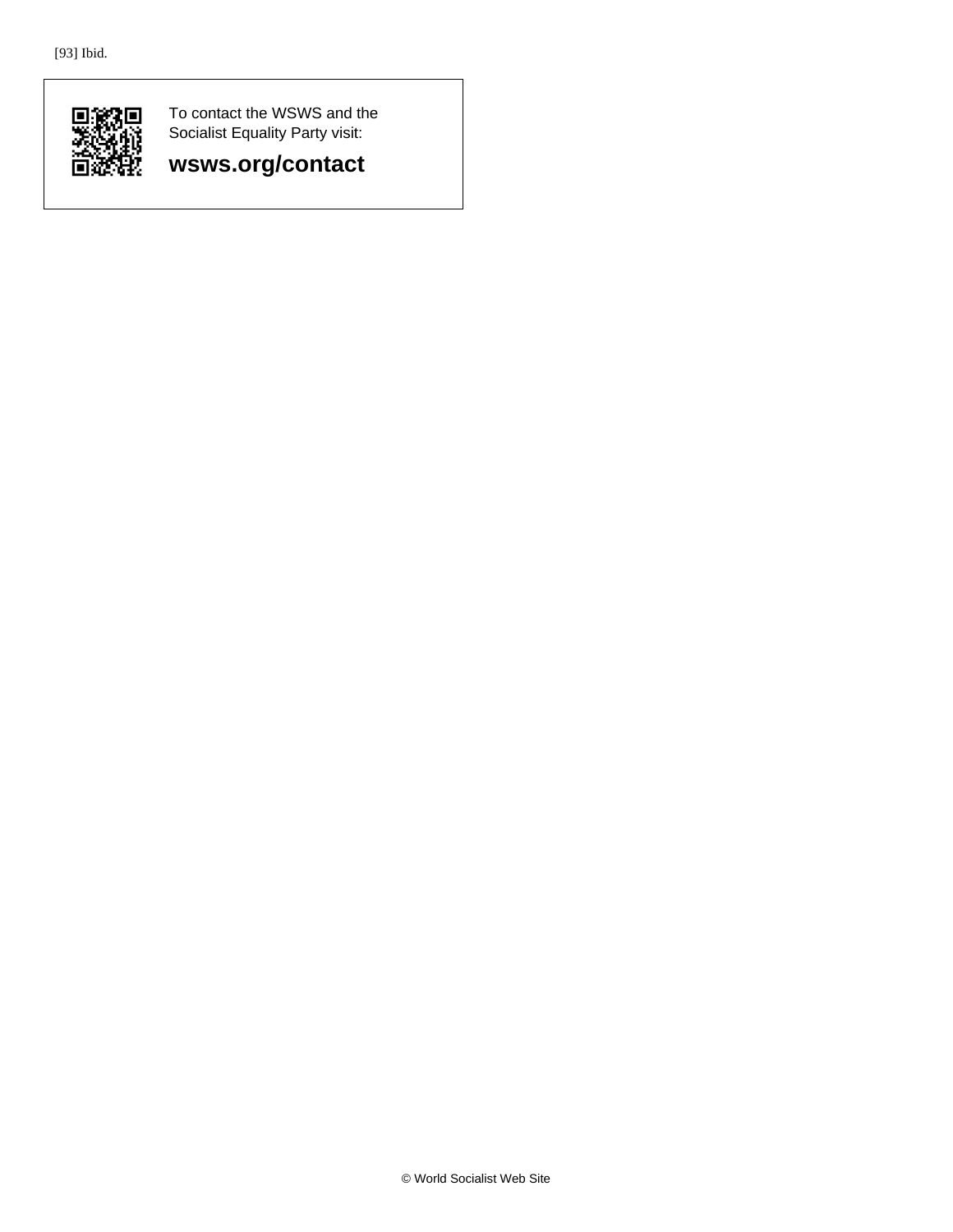[93] Ibid.

To contact the WSWS and the Socialist Equality Party visit:

**wsws.org/contact**